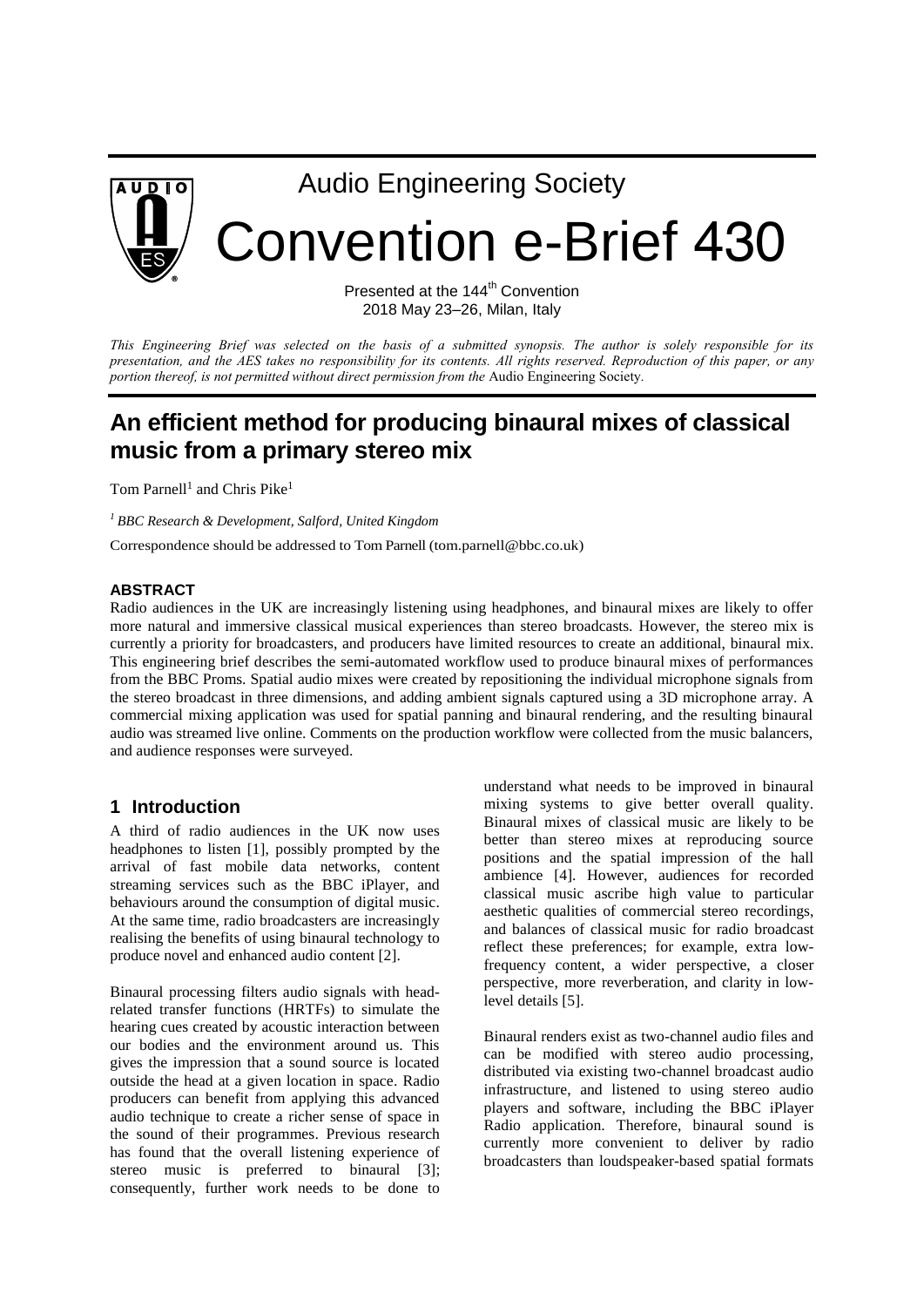Audio Engineering Society

# Convention e-Brief 430

Presented at the 144th Convention
2018 May 23–26, Milan, Italy

*This Engineering Brief was selected on the basis of a submitted synopsis. The author is solely responsible for its presentation, and the AES takes no responsibility for its contents. All rights reserved. Reproduction of this paper, or any portion thereof, is not permitted without direct permission from the* Audio Engineering Society.

# An efficient method for producing binaural mixes of classical music from a primary stereo mix

Tom Parnell[1] and Chris Pike[1]

[1] *BBC Research & Development, Salford, United Kingdom*

Correspondence should be addressed to Tom Parnell (tom.parnell@bbc.co.uk)

### ABSTRACT

Radio audiences in the UK are increasingly listening using headphones, and binaural mixes are likely to offer more natural and immersive classical musical experiences than stereo broadcasts. However, the stereo mix is currently a priority for broadcasters, and producers have limited resources to create an additional, binaural mix. This engineering brief describes the semi-automated workflow used to produce binaural mixes of performances from the BBC Proms. Spatial audio mixes were created by repositioning the individual microphone signals from the stereo broadcast in three dimensions, and adding ambient signals captured using a 3D microphone array. A commercial mixing application was used for spatial panning and binaural rendering, and the resulting binaural audio was streamed live online. Comments on the production workflow were collected from the music balancers, and audience responses were surveyed.

## 1 Introduction

A third of radio audiences in the UK now uses headphones to listen [1], possibly prompted by the arrival of fast mobile data networks, content streaming services such as the BBC iPlayer, and behaviours around the consumption of digital music. At the same time, radio broadcasters are increasingly realising the benefits of using binaural technology to produce novel and enhanced audio content [2].

Binaural processing filters audio signals with head-related transfer functions (HRTFs) to simulate the hearing cues created by acoustic interaction between our bodies and the environment around us. This gives the impression that a sound source is located outside the head at a given location in space. Radio producers can benefit from applying this advanced audio technique to create a richer sense of space in the sound of their programmes. Previous research has found that the overall listening experience of stereo music is preferred to binaural [3]; consequently, further work needs to be done to understand what needs to be improved in binaural mixing systems to give better overall quality. Binaural mixes of classical music are likely to be better than stereo mixes at reproducing source positions and the spatial impression of the hall ambience [4]. However, audiences for recorded classical music ascribe high value to particular aesthetic qualities of commercial stereo recordings, and balances of classical music for radio broadcast reflect these preferences; for example, extra low-frequency content, a wider perspective, a closer perspective, more reverberation, and clarity in low-level details [5].

Binaural renders exist as two-channel audio files and can be modified with stereo audio processing, distributed via existing two-channel broadcast audio infrastructure, and listened to using stereo audio players and software, including the BBC iPlayer Radio application. Therefore, binaural sound is currently more convenient to deliver by radio broadcasters than loudspeaker-based spatial formats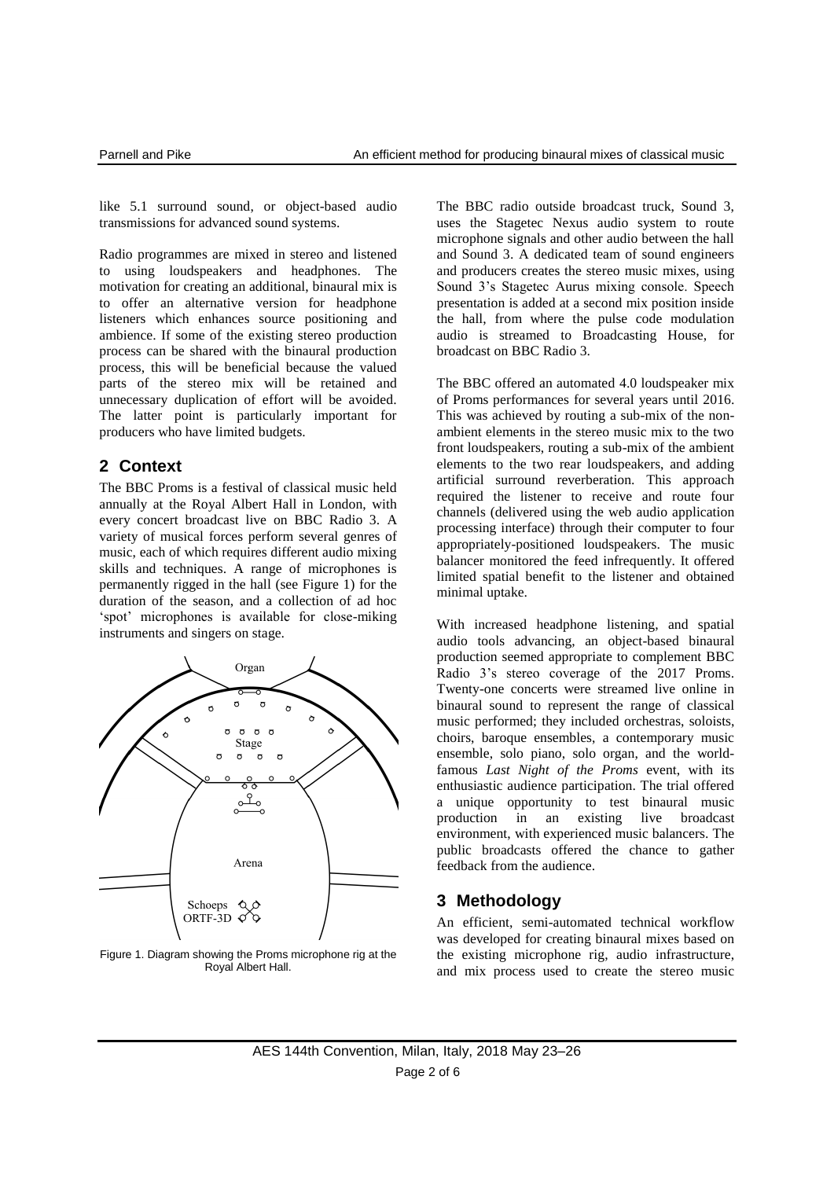like 5.1 surround sound, or object-based audio transmissions for advanced sound systems.

Radio programmes are mixed in stereo and listened to using loudspeakers and headphones. The motivation for creating an additional, binaural mix is to offer an alternative version for headphone listeners which enhances source positioning and ambience. If some of the existing stereo production process can be shared with the binaural production process, this will be beneficial because the valued parts of the stereo mix will be retained and unnecessary duplication of effort will be avoided. The latter point is particularly important for producers who have limited budgets.

## 2 Context

The BBC Proms is a festival of classical music held annually at the Royal Albert Hall in London, with every concert broadcast live on BBC Radio 3. A variety of musical forces perform several genres of music, each of which requires different audio mixing skills and techniques. A range of microphones is permanently rigged in the hall (see Figure 1) for the duration of the season, and a collection of ad hoc 'spot' microphones is available for close-miking instruments and singers on stage.

Figure 1. Diagram showing the Proms microphone rig at the Royal Albert Hall.

The BBC radio outside broadcast truck, Sound 3, uses the Stagetec Nexus audio system to route microphone signals and other audio between the hall and Sound 3. A dedicated team of sound engineers and producers creates the stereo music mixes, using Sound 3's Stagetec Aurus mixing console. Speech presentation is added at a second mix position inside the hall, from where the pulse code modulation audio is streamed to Broadcasting House, for broadcast on BBC Radio 3.

The BBC offered an automated 4.0 loudspeaker mix of Proms performances for several years until 2016. This was achieved by routing a sub-mix of the non-ambient elements in the stereo music mix to the two front loudspeakers, routing a sub-mix of the ambient elements to the two rear loudspeakers, and adding artificial surround reverberation. This approach required the listener to receive and route four channels (delivered using the web audio application processing interface) through their computer to four appropriately-positioned loudspeakers. The music balancer monitored the feed infrequently. It offered limited spatial benefit to the listener and obtained minimal uptake.

With increased headphone listening, and spatial audio tools advancing, an object-based binaural production seemed appropriate to complement BBC Radio 3's stereo coverage of the 2017 Proms. Twenty-one concerts were streamed live online in binaural sound to represent the range of classical music performed; they included orchestras, soloists, choirs, baroque ensembles, a contemporary music ensemble, solo piano, solo organ, and the world-famous *Last Night of the Proms* event, with its enthusiastic audience participation. The trial offered a unique opportunity to test binaural music production in an existing live broadcast environment, with experienced music balancers. The public broadcasts offered the chance to gather feedback from the audience.

## 3 Methodology

An efficient, semi-automated technical workflow was developed for creating binaural mixes based on the existing microphone rig, audio infrastructure, and mix process used to create the stereo music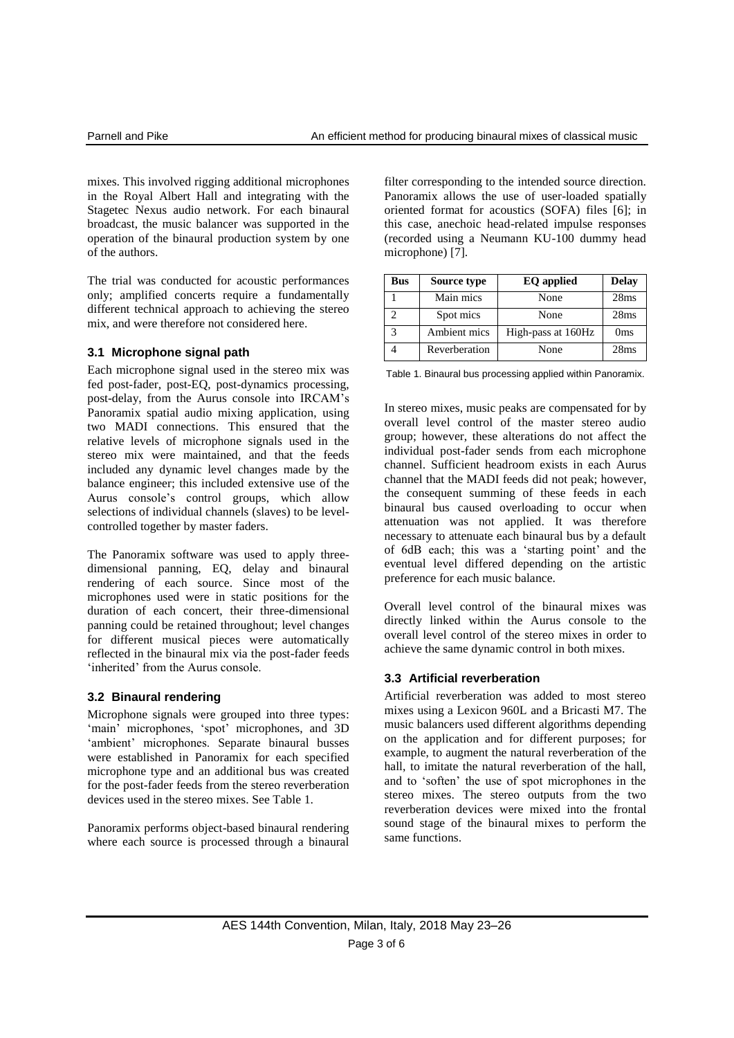mixes. This involved rigging additional microphones in the Royal Albert Hall and integrating with the Stagetec Nexus audio network. For each binaural broadcast, the music balancer was supported in the operation of the binaural production system by one of the authors.

The trial was conducted for acoustic performances only; amplified concerts require a fundamentally different technical approach to achieving the stereo mix, and were therefore not considered here.

### 3.1 Microphone signal path

Each microphone signal used in the stereo mix was fed post-fader, post-EQ, post-dynamics processing, post-delay, from the Aurus console into IRCAM's Panoramix spatial audio mixing application, using two MADI connections. This ensured that the relative levels of microphone signals used in the stereo mix were maintained, and that the feeds included any dynamic level changes made by the balance engineer; this included extensive use of the Aurus console's control groups, which allow selections of individual channels (slaves) to be level-controlled together by master faders.

The Panoramix software was used to apply three-dimensional panning, EQ, delay and binaural rendering of each source. Since most of the microphones used were in static positions for the duration of each concert, their three-dimensional panning could be retained throughout; level changes for different musical pieces were automatically reflected in the binaural mix via the post-fader feeds 'inherited' from the Aurus console.

### 3.2 Binaural rendering

Microphone signals were grouped into three types: 'main' microphones, 'spot' microphones, and 3D 'ambient' microphones. Separate binaural busses were established in Panoramix for each specified microphone type and an additional bus was created for the post-fader feeds from the stereo reverberation devices used in the stereo mixes. See Table 1.

Panoramix performs object-based binaural rendering where each source is processed through a binaural filter corresponding to the intended source direction. Panoramix allows the use of user-loaded spatially oriented format for acoustics (SOFA) files [6]; in this case, anechoic head-related impulse responses (recorded using a Neumann KU-100 dummy head microphone) [7].

| Bus | Source type | EQ applied | Delay |
|---|---|---|---|
| 1 | Main mics | None | 28ms |
| 2 | Spot mics | None | 28ms |
| 3 | Ambient mics | High-pass at 160Hz | 0ms |
| 4 | Reverberation | None | 28ms |

Table 1. Binaural bus processing applied within Panoramix.

In stereo mixes, music peaks are compensated for by overall level control of the master stereo audio group; however, these alterations do not affect the individual post-fader sends from each microphone channel. Sufficient headroom exists in each Aurus channel that the MADI feeds did not peak; however, the consequent summing of these feeds in each binaural bus caused overloading to occur when attenuation was not applied. It was therefore necessary to attenuate each binaural bus by a default of 6dB each; this was a 'starting point' and the eventual level differed depending on the artistic preference for each music balance.

Overall level control of the binaural mixes was directly linked within the Aurus console to the overall level control of the stereo mixes in order to achieve the same dynamic control in both mixes.

### 3.3 Artificial reverberation

Artificial reverberation was added to most stereo mixes using a Lexicon 960L and a Bricasti M7. The music balancers used different algorithms depending on the application and for different purposes; for example, to augment the natural reverberation of the hall, to imitate the natural reverberation of the hall, and to 'soften' the use of spot microphones in the stereo mixes. The stereo outputs from the two reverberation devices were mixed into the frontal sound stage of the binaural mixes to perform the same functions.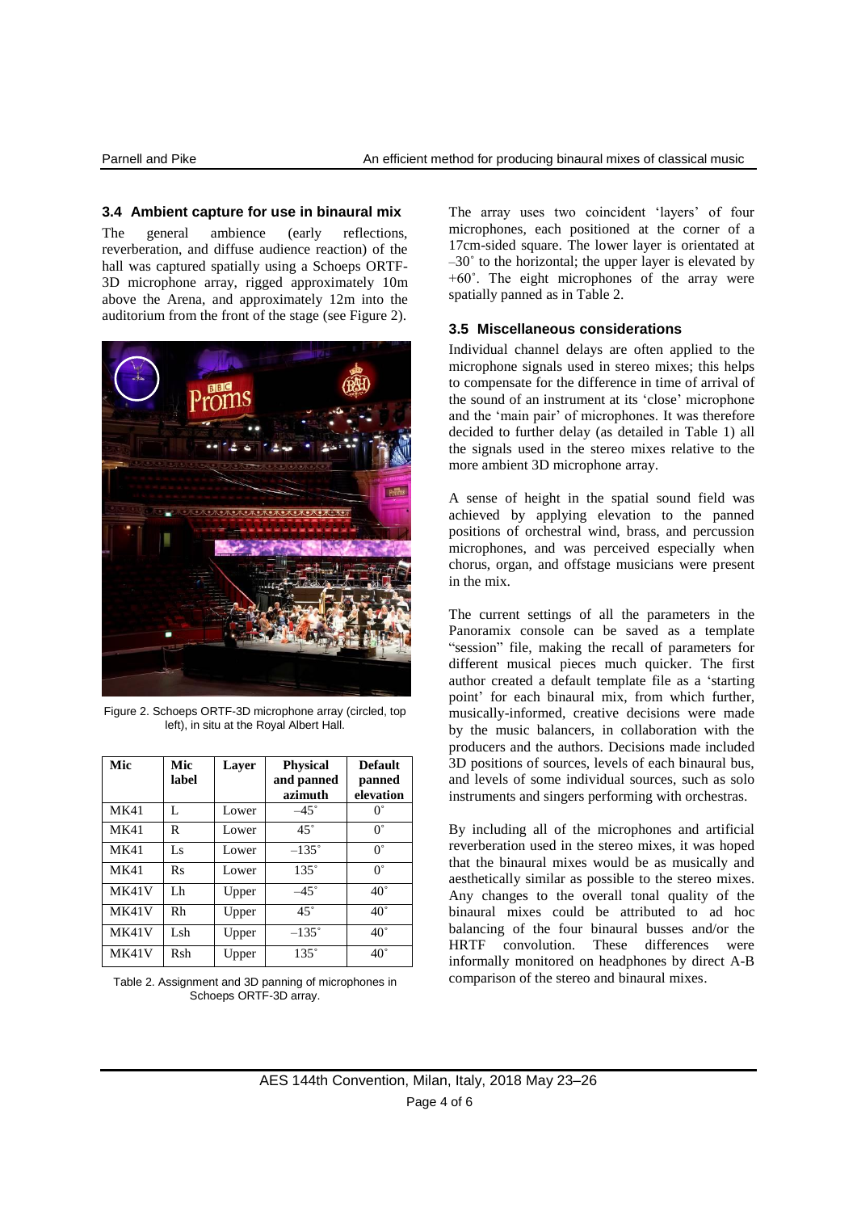### 3.4 Ambient capture for use in binaural mix

The general ambience (early reflections, reverberation, and diffuse audience reaction) of the hall was captured spatially using a Schoeps ORTF-3D microphone array, rigged approximately 10m above the Arena, and approximately 12m into the auditorium from the front of the stage (see Figure 2).

Figure 2. Schoeps ORTF-3D microphone array (circled, top left), in situ at the Royal Albert Hall.

| Mic | Mic label | Layer | Physical and panned azimuth | Default panned elevation |
|---|---|---|---|---|
| MK41 | L | Lower | –45˚ | 0˚ |
| MK41 | R | Lower | 45˚ | 0˚ |
| MK41 | Ls | Lower | –135˚ | 0˚ |
| MK41 | Rs | Lower | 135˚ | 0˚ |
| MK41V | Lh | Upper | –45˚ | 40˚ |
| MK41V | Rh | Upper | 45˚ | 40˚ |
| MK41V | Lsh | Upper | –135˚ | 40˚ |
| MK41V | Rsh | Upper | 135˚ | 40˚ |

Table 2. Assignment and 3D panning of microphones in Schoeps ORTF-3D array.

The array uses two coincident 'layers' of four microphones, each positioned at the corner of a 17cm-sided square. The lower layer is orientated at –30˚ to the horizontal; the upper layer is elevated by +60˚. The eight microphones of the array were spatially panned as in Table 2.

### 3.5 Miscellaneous considerations

Individual channel delays are often applied to the microphone signals used in stereo mixes; this helps to compensate for the difference in time of arrival of the sound of an instrument at its 'close' microphone and the 'main pair' of microphones. It was therefore decided to further delay (as detailed in Table 1) all the signals used in the stereo mixes relative to the more ambient 3D microphone array.

A sense of height in the spatial sound field was achieved by applying elevation to the panned positions of orchestral wind, brass, and percussion microphones, and was perceived especially when chorus, organ, and offstage musicians were present in the mix.

The current settings of all the parameters in the Panoramix console can be saved as a template "session" file, making the recall of parameters for different musical pieces much quicker. The first author created a default template file as a 'starting point' for each binaural mix, from which further, musically-informed, creative decisions were made by the music balancers, in collaboration with the producers and the authors. Decisions made included 3D positions of sources, levels of each binaural bus, and levels of some individual sources, such as solo instruments and singers performing with orchestras.

By including all of the microphones and artificial reverberation used in the stereo mixes, it was hoped that the binaural mixes would be as musically and aesthetically similar as possible to the stereo mixes. Any changes to the overall tonal quality of the binaural mixes could be attributed to ad hoc balancing of the four binaural busses and/or the HRTF convolution. These differences were informally monitored on headphones by direct A-B comparison of the stereo and binaural mixes.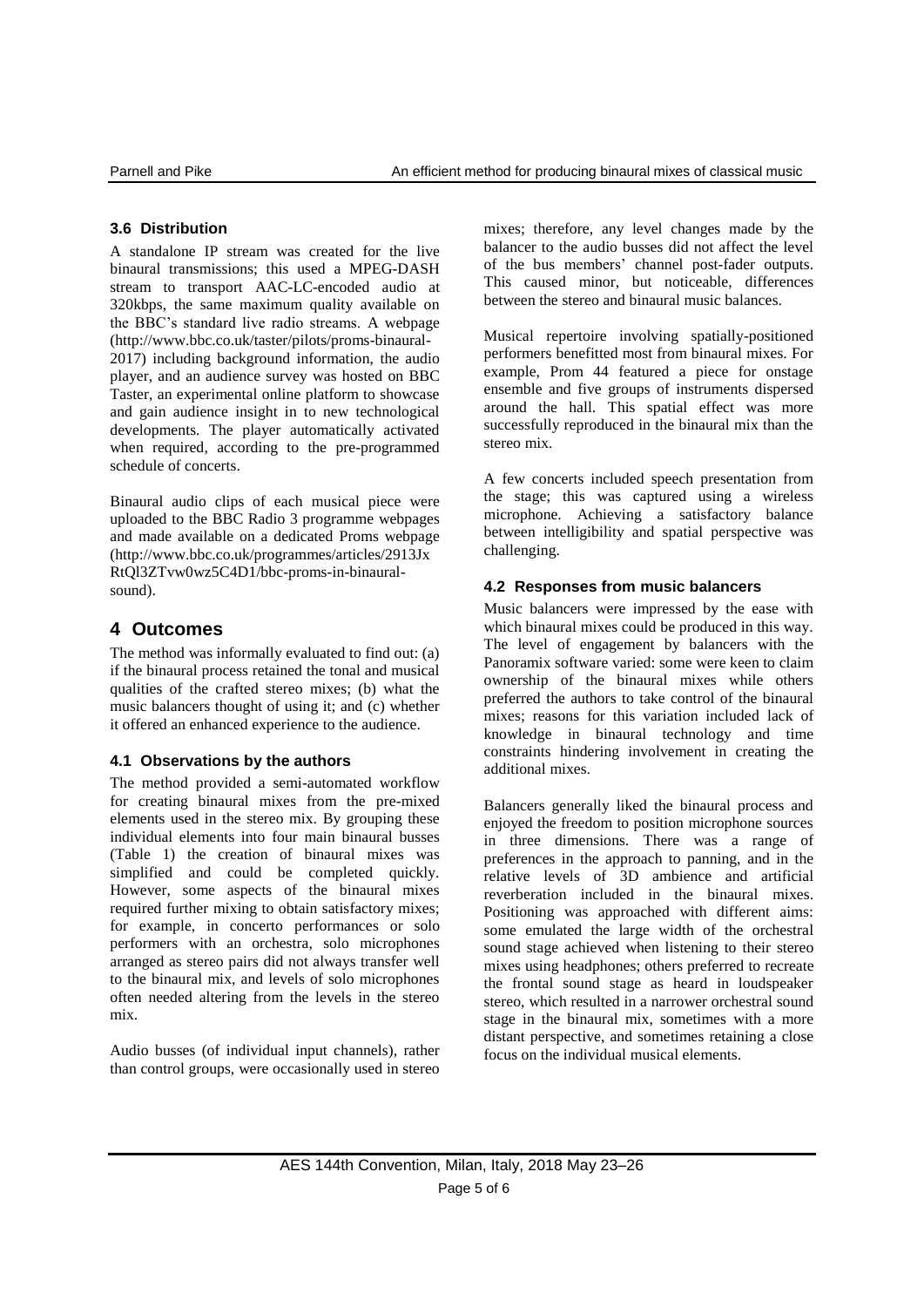### 3.6 Distribution

A standalone IP stream was created for the live binaural transmissions; this used a MPEG-DASH stream to transport AAC-LC-encoded audio at 320kbps, the same maximum quality available on the BBC's standard live radio streams. A webpage (http://www.bbc.co.uk/taster/pilots/proms-binaural-2017) including background information, the audio player, and an audience survey was hosted on BBC Taster, an experimental online platform to showcase and gain audience insight in to new technological developments. The player automatically activated when required, according to the pre-programmed schedule of concerts.

Binaural audio clips of each musical piece were uploaded to the BBC Radio 3 programme webpages and made available on a dedicated Proms webpage (http://www.bbc.co.uk/programmes/articles/2913JxRtQl3ZTvw0wz5C4D1/bbc-proms-in-binaural-sound).

## 4 Outcomes

The method was informally evaluated to find out: (a) if the binaural process retained the tonal and musical qualities of the crafted stereo mixes; (b) what the music balancers thought of using it; and (c) whether it offered an enhanced experience to the audience.

### 4.1 Observations by the authors

The method provided a semi-automated workflow for creating binaural mixes from the pre-mixed elements used in the stereo mix. By grouping these individual elements into four main binaural busses (Table 1) the creation of binaural mixes was simplified and could be completed quickly. However, some aspects of the binaural mixes required further mixing to obtain satisfactory mixes; for example, in concerto performances or solo performers with an orchestra, solo microphones arranged as stereo pairs did not always transfer well to the binaural mix, and levels of solo microphones often needed altering from the levels in the stereo mix.

Audio busses (of individual input channels), rather than control groups, were occasionally used in stereo mixes; therefore, any level changes made by the balancer to the audio busses did not affect the level of the bus members' channel post-fader outputs. This caused minor, but noticeable, differences between the stereo and binaural music balances.

Musical repertoire involving spatially-positioned performers benefitted most from binaural mixes. For example, Prom 44 featured a piece for onstage ensemble and five groups of instruments dispersed around the hall. This spatial effect was more successfully reproduced in the binaural mix than the stereo mix.

A few concerts included speech presentation from the stage; this was captured using a wireless microphone. Achieving a satisfactory balance between intelligibility and spatial perspective was challenging.

### 4.2 Responses from music balancers

Music balancers were impressed by the ease with which binaural mixes could be produced in this way. The level of engagement by balancers with the Panoramix software varied: some were keen to claim ownership of the binaural mixes while others preferred the authors to take control of the binaural mixes; reasons for this variation included lack of knowledge in binaural technology and time constraints hindering involvement in creating the additional mixes.

Balancers generally liked the binaural process and enjoyed the freedom to position microphone sources in three dimensions. There was a range of preferences in the approach to panning, and in the relative levels of 3D ambience and artificial reverberation included in the binaural mixes. Positioning was approached with different aims: some emulated the large width of the orchestral sound stage achieved when listening to their stereo mixes using headphones; others preferred to recreate the frontal sound stage as heard in loudspeaker stereo, which resulted in a narrower orchestral sound stage in the binaural mix, sometimes with a more distant perspective, and sometimes retaining a close focus on the individual musical elements.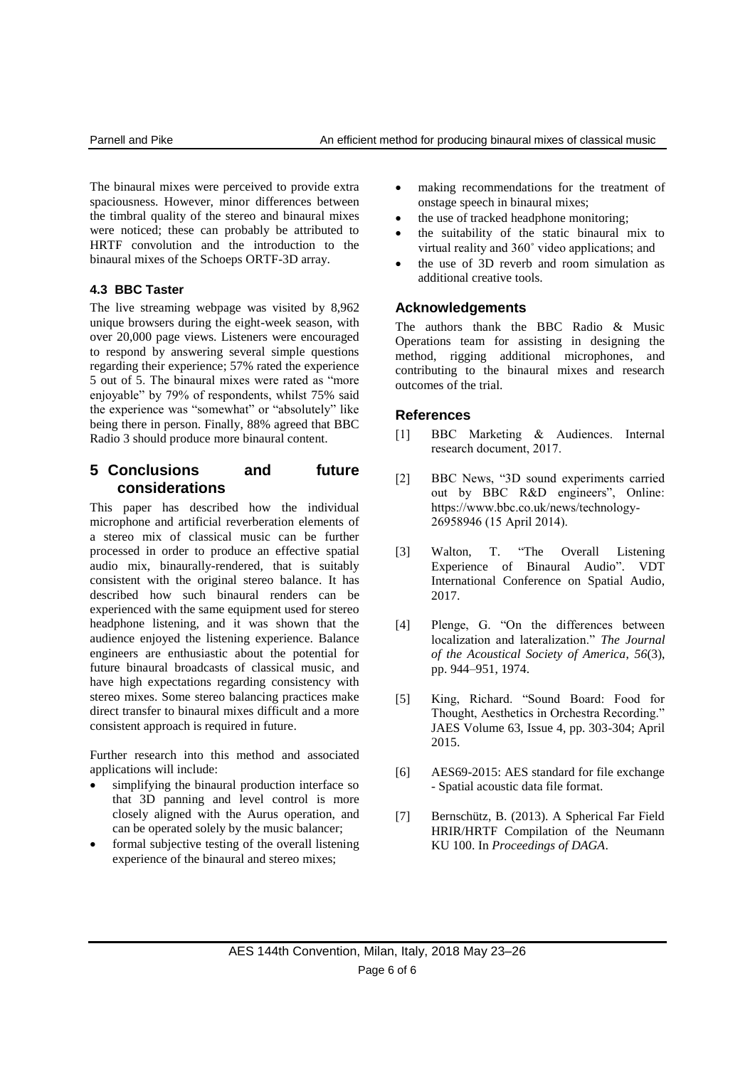The binaural mixes were perceived to provide extra spaciousness. However, minor differences between the timbral quality of the stereo and binaural mixes were noticed; these can probably be attributed to HRTF convolution and the introduction to the binaural mixes of the Schoeps ORTF-3D array.

### 4.3 BBC Taster

The live streaming webpage was visited by 8,962 unique browsers during the eight-week season, with over 20,000 page views. Listeners were encouraged to respond by answering several simple questions regarding their experience; 57% rated the experience 5 out of 5. The binaural mixes were rated as "more enjoyable" by 79% of respondents, whilst 75% said the experience was "somewhat" or "absolutely" like being there in person. Finally, 88% agreed that BBC Radio 3 should produce more binaural content.

## 5 Conclusions and future considerations

This paper has described how the individual microphone and artificial reverberation elements of a stereo mix of classical music can be further processed in order to produce an effective spatial audio mix, binaurally-rendered, that is suitably consistent with the original stereo balance. It has described how such binaural renders can be experienced with the same equipment used for stereo headphone listening, and it was shown that the audience enjoyed the listening experience. Balance engineers are enthusiastic about the potential for future binaural broadcasts of classical music, and have high expectations regarding consistency with stereo mixes. Some stereo balancing practices make direct transfer to binaural mixes difficult and a more consistent approach is required in future.

Further research into this method and associated applications will include:

- simplifying the binaural production interface so that 3D panning and level control is more closely aligned with the Aurus operation, and can be operated solely by the music balancer;
- formal subjective testing of the overall listening experience of the binaural and stereo mixes;
- making recommendations for the treatment of onstage speech in binaural mixes;
- the use of tracked headphone monitoring;
- the suitability of the static binaural mix to virtual reality and 360˚ video applications; and
- the use of 3D reverb and room simulation as additional creative tools.

### Acknowledgements

The authors thank the BBC Radio & Music Operations team for assisting in designing the method, rigging additional microphones, and contributing to the binaural mixes and research outcomes of the trial.

### References

[1] BBC Marketing & Audiences. Internal research document, 2017.

[2] BBC News, "3D sound experiments carried out by BBC R&D engineers", Online: https://www.bbc.co.uk/news/technology-26958946 (15 April 2014).

[3] Walton, T. "The Overall Listening Experience of Binaural Audio". VDT International Conference on Spatial Audio, 2017.

[4] Plenge, G. "On the differences between localization and lateralization." *The Journal of the Acoustical Society of America*, *56*(3), pp. 944–951, 1974.

[5] King, Richard. "Sound Board: Food for Thought, Aesthetics in Orchestra Recording." JAES Volume 63, Issue 4, pp. 303-304; April 2015.

[6] AES69-2015: AES standard for file exchange - Spatial acoustic data file format.

[7] Bernschütz, B. (2013). A Spherical Far Field HRIR/HRTF Compilation of the Neumann KU 100. In *Proceedings of DAGA*.